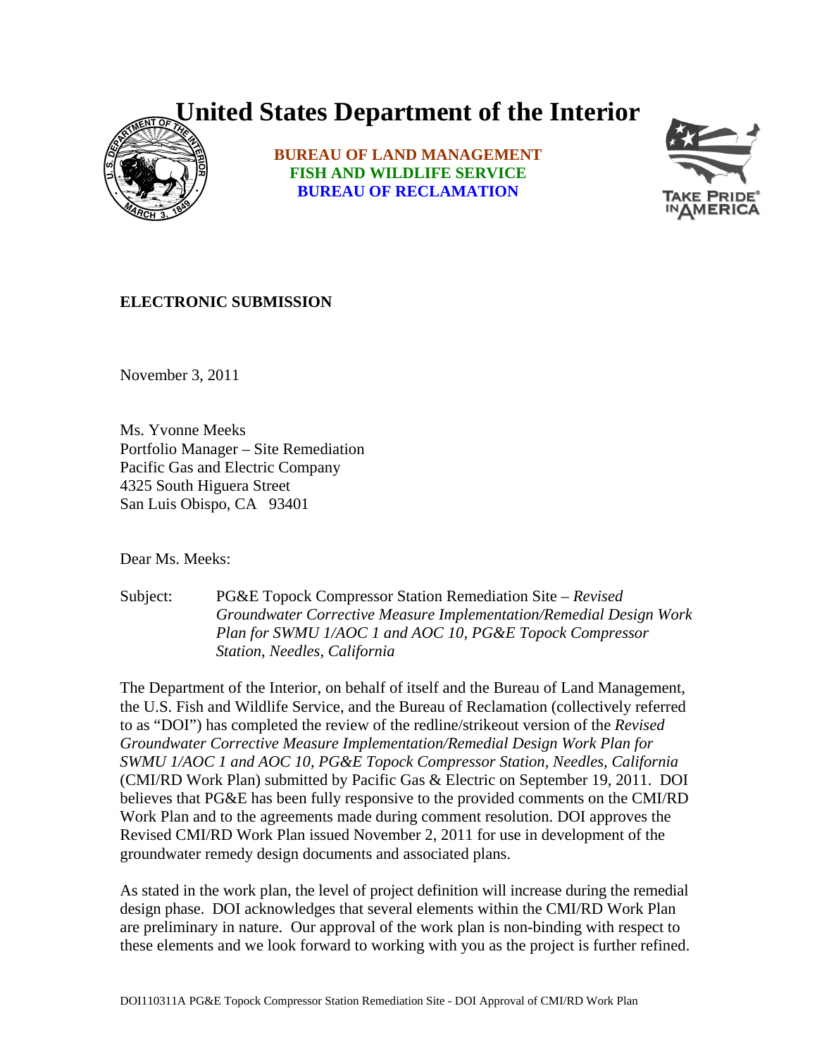# United States Department of the Interior

**BUREAU OF LAND MANAGEMENT**
**FISH AND WILDLIFE SERVICE**
**BUREAU OF RECLAMATION**

**ELECTRONIC SUBMISSION**

November 3, 2011

Ms. Yvonne Meeks
Portfolio Manager – Site Remediation
Pacific Gas and Electric Company
4325 South Higuera Street
San Luis Obispo, CA 93401

Dear Ms. Meeks:

Subject: PG&E Topock Compressor Station Remediation Site – *Revised Groundwater Corrective Measure Implementation/Remedial Design Work Plan for SWMU 1/AOC 1 and AOC 10, PG&E Topock Compressor Station, Needles, California*

The Department of the Interior, on behalf of itself and the Bureau of Land Management, the U.S. Fish and Wildlife Service, and the Bureau of Reclamation (collectively referred to as "DOI") has completed the review of the redline/strikeout version of the *Revised Groundwater Corrective Measure Implementation/Remedial Design Work Plan for SWMU 1/AOC 1 and AOC 10, PG&E Topock Compressor Station, Needles, California* (CMI/RD Work Plan) submitted by Pacific Gas & Electric on September 19, 2011. DOI believes that PG&E has been fully responsive to the provided comments on the CMI/RD Work Plan and to the agreements made during comment resolution. DOI approves the Revised CMI/RD Work Plan issued November 2, 2011 for use in development of the groundwater remedy design documents and associated plans.

As stated in the work plan, the level of project definition will increase during the remedial design phase. DOI acknowledges that several elements within the CMI/RD Work Plan are preliminary in nature. Our approval of the work plan is non-binding with respect to these elements and we look forward to working with you as the project is further refined.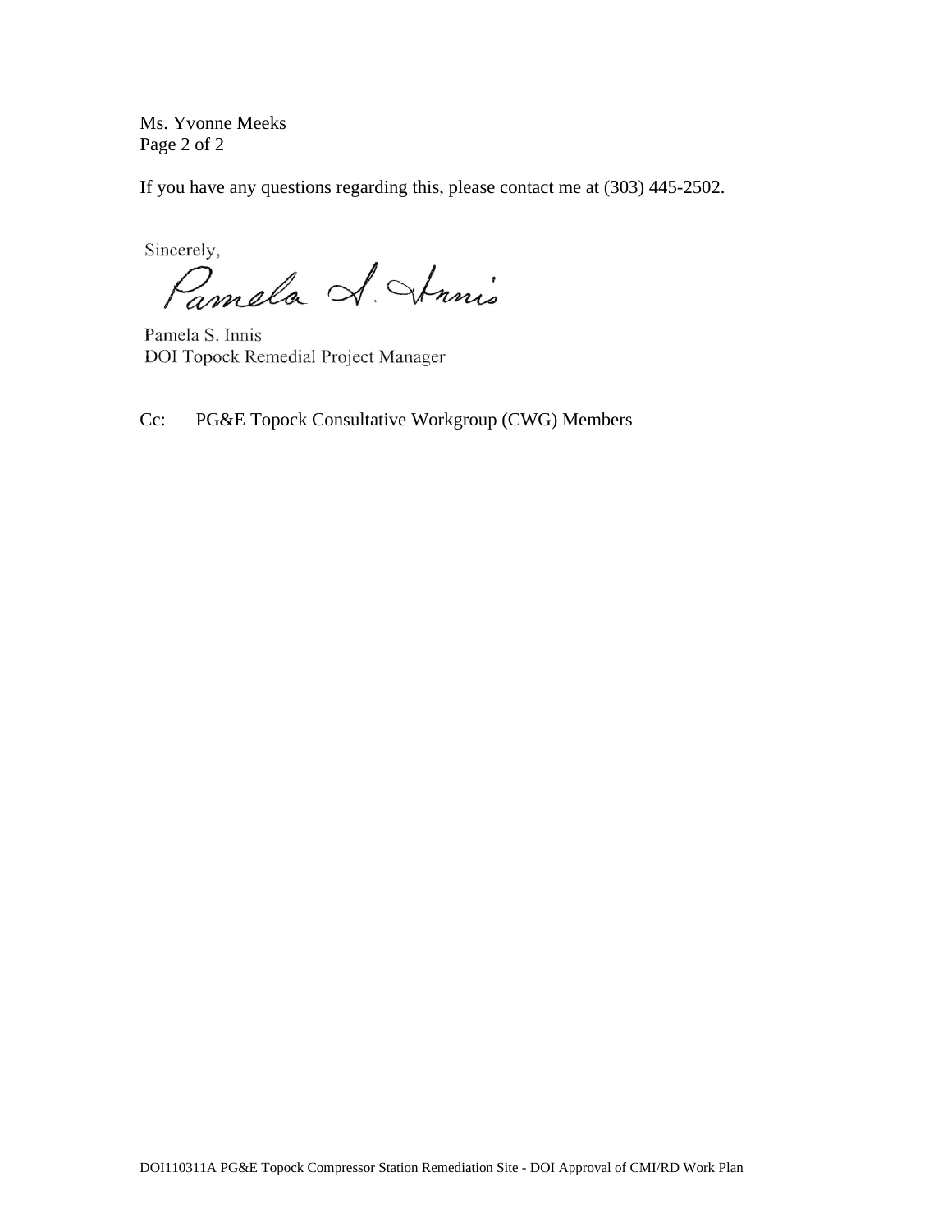If you have any questions regarding this, please contact me at (303) 445-2502.

Sincerely,

Pamela S. Innis
DOI Topock Remedial Project Manager

Cc: PG&E Topock Consultative Workgroup (CWG) Members